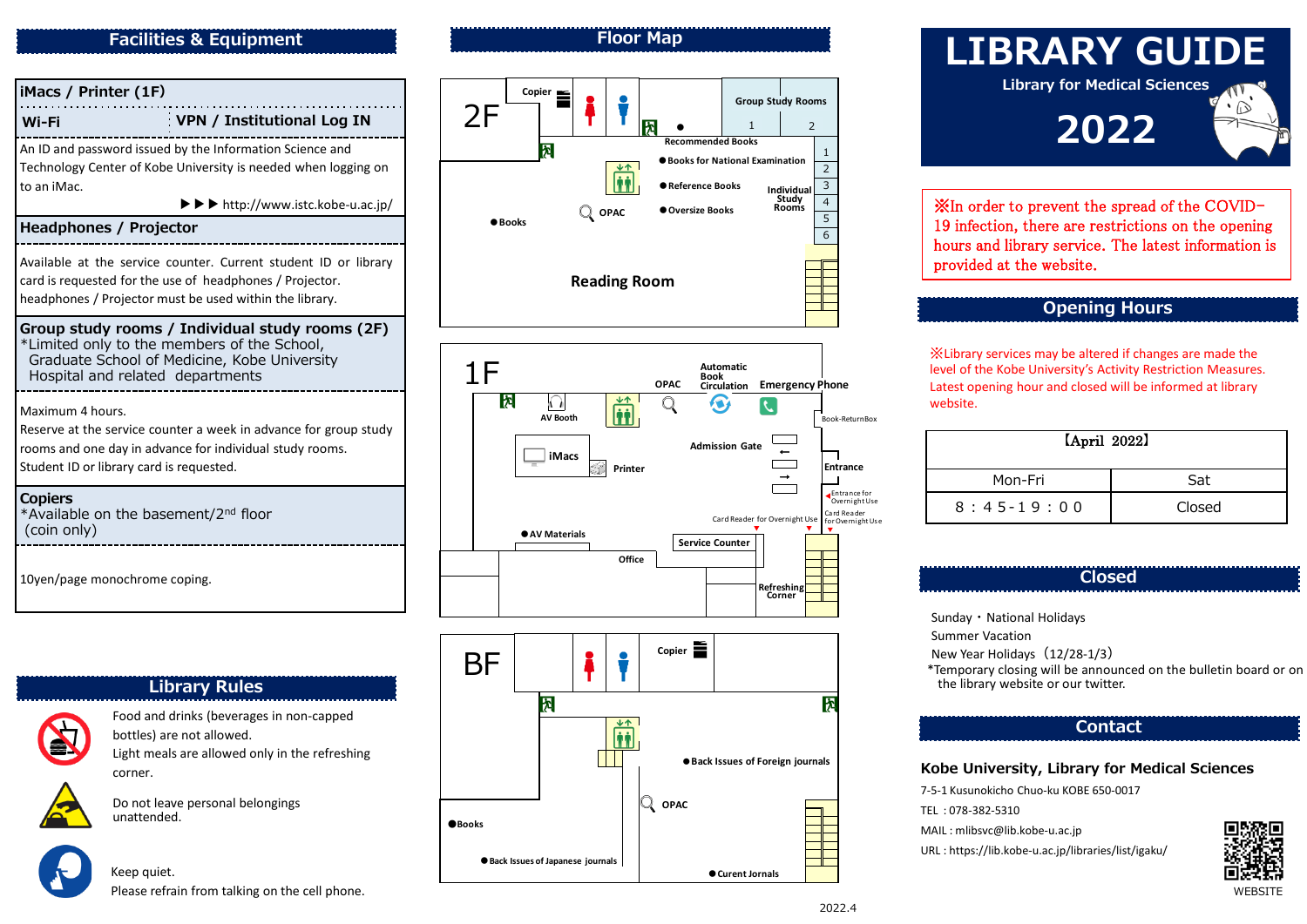# LIBRARY GUIDE

Library for Medical Sciences

**2022**

※In order to prevent the spread of the COVID-19 infection, there are restrictions on the opening hours and library service. The latest information is provided at the website.

## Facilities & Equipment

### iMacs / Printer (1F)

### Wi-Fi　VPN / Institutional Log IN

An ID and password issued by the Information Science and Technology Center of Kobe University is needed when logging on to an iMac.

▶▶▶ http://www.istc.kobe-u.ac.jp/

### Headphones / Projector

Available at the service counter. Current student ID or library card is requested for the use of headphones / Projector. headphones / Projector must be used within the library.

### Group study rooms / Individual study rooms (2F)

*Limited only to the members of the School, Graduate School of Medicine, Kobe University Hospital and related departments

Maximum 4 hours.
Reserve at the service counter a week in advance for group study rooms and one day in advance for individual study rooms.
Student ID or library card is requested.

### Copiers

*Available on the basement/2nd floor (coin only)

10yen/page monochrome coping.

## Library Rules

Food and drinks (beverages in non-capped bottles) are not allowed.
Light meals are allowed only in the refreshing corner.

Do not leave personal belongings unattended.

Keep quiet.
Please refrain from talking on the cell phone.

## Floor Map

**2F**: Copier, Group Study Rooms 1, 2, Recommended Books, Books for National Examination, Reference Books, Oversize Books, Individual Study Rooms 1–6, OPAC, Books, Reading Room

**1F**: OPAC, Automatic Book Circulation, Emergency Phone, AV Booth, iMacs, Printer, Admission Gate, Book-ReturnBox, Entrance, Entrance for Overnight Use, Card Reader for Overnight Use, AV Materials, Service Counter, Office, Refreshing Corner

**BF**: Copier, Back Issues of Foreign journals, OPAC, Books, Back Issues of Japanese journals, Curent Jornals

## Opening Hours

※Library services may be altered if changes are made the level of the Kobe University's Activity Restriction Measures. Latest opening hour and closed will be informed at library website.

| 【April 2022】 | |
|---|---|
| Mon-Fri | Sat |
| ８：４５-１９：００ | Closed |

## Closed

Sunday・National Holidays
Summer Vacation
New Year Holidays（12/28-1/3）
*Temporary closing will be announced on the bulletin board or on the library website or our twitter.

## Contact

**Kobe University, Library for Medical Sciences**

7-5-1 Kusunokicho Chuo-ku KOBE 650-0017
TEL：078-382-5310
MAIL : mlibsvc@lib.kobe-u.ac.jp
URL : https://lib.kobe-u.ac.jp/libraries/list/igaku/

WEBSITE

2022.4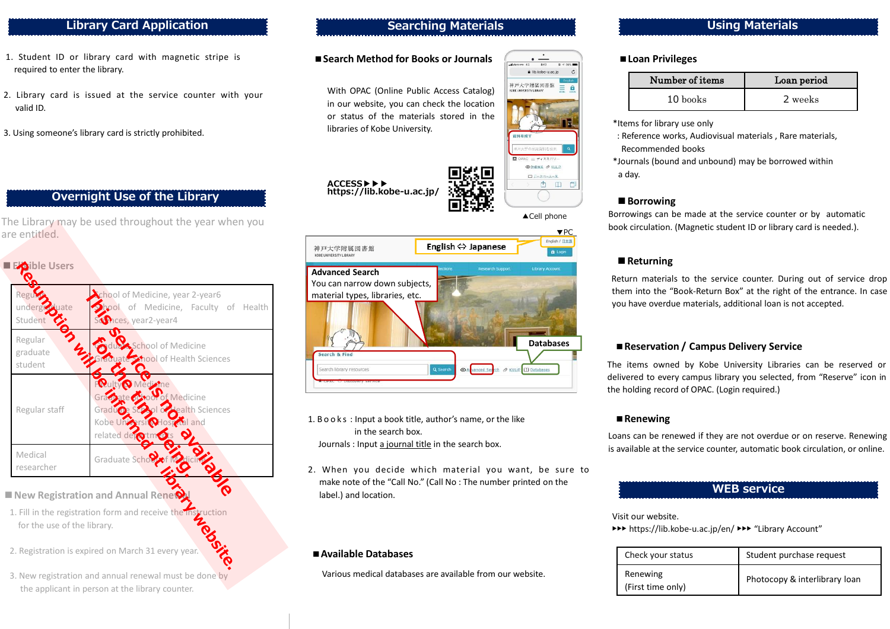## Library Card Application

1. Student ID or library card with magnetic stripe is required to enter the library.

2. Library card is issued at the service counter with your valid ID.

3. Using someone's library card is strictly prohibited.

## Overnight Use of the Library

Resumption will be informed at library website. This service is not available for the time being.

The Library may be used throughout the year when you are entitled.

### ■ Eligible Users

| | |
|---|---|
| Regular undergraduate Student | School of Medicine, year 2-year6<br>School of Medicine, Faculty of Health Sciences, year2-year4 |
| Regular graduate student | Graduate School of Medicine<br>Graduate School of Health Sciences |
| Regular staff | Faculty of Medicine<br>Graduate School of Medicine<br>Graduate School of Health Sciences<br>Kobe University Hospital and related departments |
| Medical researcher | Graduate School of Medicine |

### ■ New Registration and Annual Renewal

1. Fill in the registration form and receive the instruction for the use of the library.

2. Registration is expired on March 31 every year.

3. New registration and annual renewal must be done by the applicant in person at the library counter.

## Searching Materials

### ■ Search Method for Books or Journals

With OPAC (Online Public Access Catalog) in our website, you can check the location or status of the materials stored in the libraries of Kobe University.

ACCESS▶▶▶
https://lib.kobe-u.ac.jp/

▲Cell phone

▼PC

English ⇔ Japanese

**Advanced Search**
You can narrow down subjects, material types, libraries, etc.

Databases

1. Books : Input a book title, author's name, or the like in the search box.
   Journals : Input a journal title in the search box.

2. When you decide which material you want, be sure to make note of the "Call No." (Call No : The number printed on the label.) and location.

### ■ Available Databases

Various medical databases are available from our website.

## Using Materials

### ■ Loan Privileges

| Number of items | Loan period |
|---|---|
| 10 books | 2 weeks |

*Items for library use only
: Reference works, Audiovisual materials , Rare materials, Recommended books
*Journals (bound and unbound) may be borrowed within a day.

### ■ Borrowing

Borrowings can be made at the service counter or by automatic book circulation. (Magnetic student ID or library card is needed.).

### ■ Returning

Return materials to the service counter. During out of service drop them into the "Book-Return Box" at the right of the entrance. In case you have overdue materials, additional loan is not accepted.

### ■ Reservation / Campus Delivery Service

The items owned by Kobe University Libraries can be reserved or delivered to every campus library you selected, from "Reserve" icon in the holding record of OPAC. (Login required.)

### ■ Renewing

Loans can be renewed if they are not overdue or on reserve. Renewing is available at the service counter, automatic book circulation, or online.

## WEB service

Visit our website.
▸▸▸ https://lib.kobe-u.ac.jp/en/ ▸▸▸ "Library Account"

| | |
|---|---|
| Check your status | Student purchase request |
| Renewing<br>(First time only) | Photocopy & interlibrary loan |